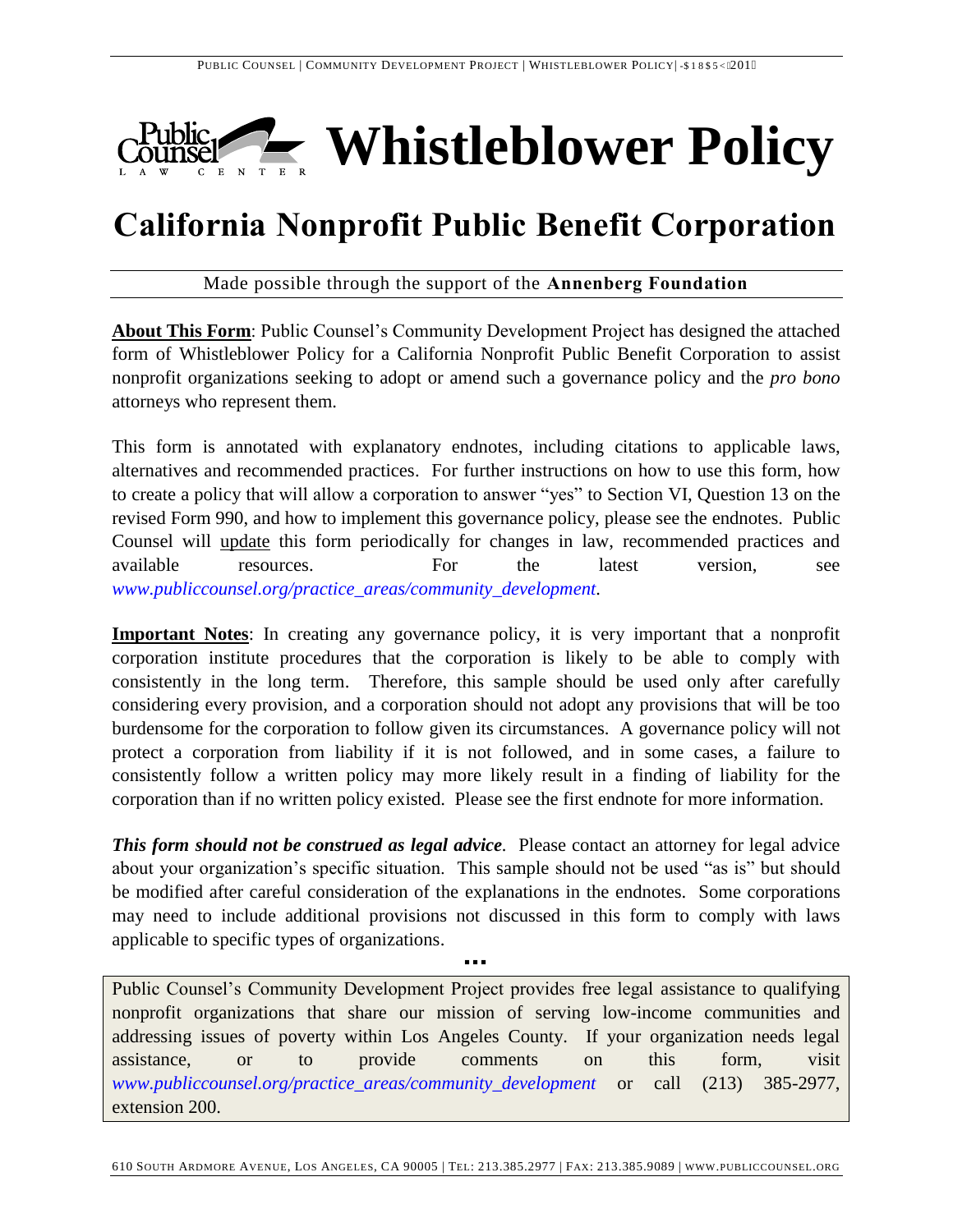# Whistleblower Policy

## California Nonprofit Public Benefit Corporation

Made possible through the support of the **Annenberg Foundation**

**About This Form**: Public Counsel's Community Development Project has designed the attached form of Whistleblower Policy for a California Nonprofit Public Benefit Corporation to assist nonprofit organizations seeking to adopt or amend such a governance policy and the *pro bono* attorneys who represent them.

This form is annotated with explanatory endnotes, including citations to applicable laws, alternatives and recommended practices. For further instructions on how to use this form, how to create a policy that will allow a corporation to answer "yes" to Section VI, Question 13 on the revised Form 990, and how to implement this governance policy, please see the endnotes. Public Counsel will update this form periodically for changes in law, recommended practices and available resources. For the latest version, see *www.publiccounsel.org/practice_areas/community_development*.

**Important Notes**: In creating any governance policy, it is very important that a nonprofit corporation institute procedures that the corporation is likely to be able to comply with consistently in the long term. Therefore, this sample should be used only after carefully considering every provision, and a corporation should not adopt any provisions that will be too burdensome for the corporation to follow given its circumstances. A governance policy will not protect a corporation from liability if it is not followed, and in some cases, a failure to consistently follow a written policy may more likely result in a finding of liability for the corporation than if no written policy existed. Please see the first endnote for more information.

***This form should not be construed as legal advice***. Please contact an attorney for legal advice about your organization's specific situation. This sample should not be used "as is" but should be modified after careful consideration of the explanations in the endnotes. Some corporations may need to include additional provisions not discussed in this form to comply with laws applicable to specific types of organizations.

▪▪▪

Public Counsel's Community Development Project provides free legal assistance to qualifying nonprofit organizations that share our mission of serving low-income communities and addressing issues of poverty within Los Angeles County. If your organization needs legal assistance, or to provide comments on this form, visit *www.publiccounsel.org/practice_areas/community_development* or call (213) 385-2977, extension 200.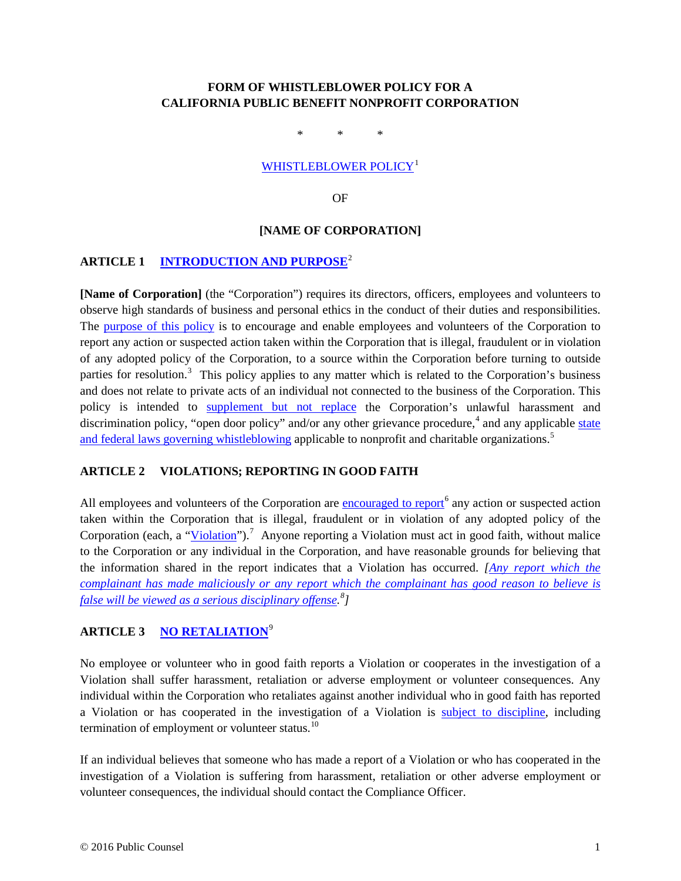**FORM OF WHISTLEBLOWER POLICY FOR A CALIFORNIA PUBLIC BENEFIT NONPROFIT CORPORATION**

\*  \*  \*

WHISTLEBLOWER POLICY[1]

OF

**[NAME OF CORPORATION]**

## ARTICLE 1 INTRODUCTION AND PURPOSE[2]

**[Name of Corporation]** (the "Corporation") requires its directors, officers, employees and volunteers to observe high standards of business and personal ethics in the conduct of their duties and responsibilities. The purpose of this policy is to encourage and enable employees and volunteers of the Corporation to report any action or suspected action taken within the Corporation that is illegal, fraudulent or in violation of any adopted policy of the Corporation, to a source within the Corporation before turning to outside parties for resolution.[3] This policy applies to any matter which is related to the Corporation's business and does not relate to private acts of an individual not connected to the business of the Corporation. This policy is intended to supplement but not replace the Corporation's unlawful harassment and discrimination policy, "open door policy" and/or any other grievance procedure,[4] and any applicable state and federal laws governing whistleblowing applicable to nonprofit and charitable organizations.[5]

## ARTICLE 2 VIOLATIONS; REPORTING IN GOOD FAITH

All employees and volunteers of the Corporation are encouraged to report[6] any action or suspected action taken within the Corporation that is illegal, fraudulent or in violation of any adopted policy of the Corporation (each, a "Violation").[7] Anyone reporting a Violation must act in good faith, without malice to the Corporation or any individual in the Corporation, and have reasonable grounds for believing that the information shared in the report indicates that a Violation has occurred. *[Any report which the complainant has made maliciously or any report which the complainant has good reason to believe is false will be viewed as a serious disciplinary offense.[8]]*

## ARTICLE 3 NO RETALIATION[9]

No employee or volunteer who in good faith reports a Violation or cooperates in the investigation of a Violation shall suffer harassment, retaliation or adverse employment or volunteer consequences. Any individual within the Corporation who retaliates against another individual who in good faith has reported a Violation or has cooperated in the investigation of a Violation is subject to discipline, including termination of employment or volunteer status.[10]

If an individual believes that someone who has made a report of a Violation or who has cooperated in the investigation of a Violation is suffering from harassment, retaliation or other adverse employment or volunteer consequences, the individual should contact the Compliance Officer.

© 2016 Public Counsel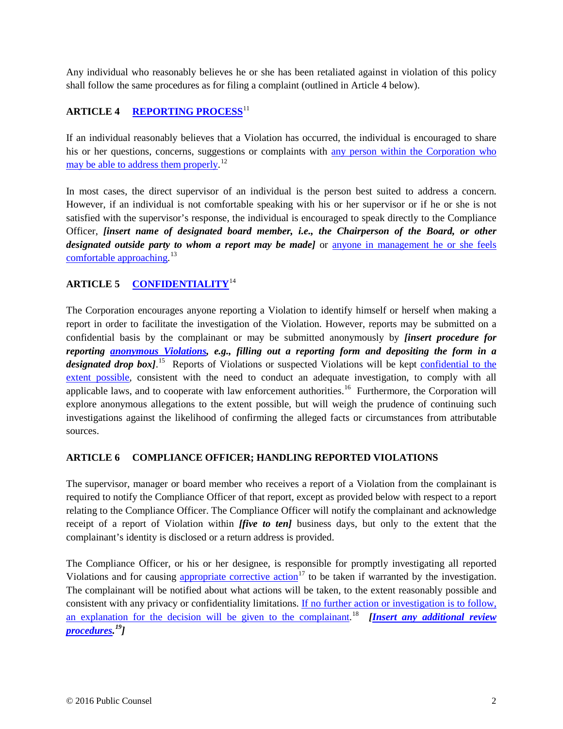Any individual who reasonably believes he or she has been retaliated against in violation of this policy shall follow the same procedures as for filing a complaint (outlined in Article 4 below).

## ARTICLE 4 REPORTING PROCESS[11]

If an individual reasonably believes that a Violation has occurred, the individual is encouraged to share his or her questions, concerns, suggestions or complaints with any person within the Corporation who may be able to address them properly.[12]

In most cases, the direct supervisor of an individual is the person best suited to address a concern. However, if an individual is not comfortable speaking with his or her supervisor or if he or she is not satisfied with the supervisor's response, the individual is encouraged to speak directly to the Compliance Officer, ***[insert name of designated board member, i.e., the Chairperson of the Board, or other designated outside party to whom a report may be made]*** or anyone in management he or she feels comfortable approaching.[13]

## ARTICLE 5 CONFIDENTIALITY[14]

The Corporation encourages anyone reporting a Violation to identify himself or herself when making a report in order to facilitate the investigation of the Violation. However, reports may be submitted on a confidential basis by the complainant or may be submitted anonymously by ***[insert procedure for reporting anonymous Violations, e.g., filling out a reporting form and depositing the form in a designated drop box]***.[15] Reports of Violations or suspected Violations will be kept confidential to the extent possible, consistent with the need to conduct an adequate investigation, to comply with all applicable laws, and to cooperate with law enforcement authorities.[16] Furthermore, the Corporation will explore anonymous allegations to the extent possible, but will weigh the prudence of continuing such investigations against the likelihood of confirming the alleged facts or circumstances from attributable sources.

## ARTICLE 6 COMPLIANCE OFFICER; HANDLING REPORTED VIOLATIONS

The supervisor, manager or board member who receives a report of a Violation from the complainant is required to notify the Compliance Officer of that report, except as provided below with respect to a report relating to the Compliance Officer. The Compliance Officer will notify the complainant and acknowledge receipt of a report of Violation within ***[five to ten]*** business days, but only to the extent that the complainant's identity is disclosed or a return address is provided.

The Compliance Officer, or his or her designee, is responsible for promptly investigating all reported Violations and for causing appropriate corrective action[17] to be taken if warranted by the investigation. The complainant will be notified about what actions will be taken, to the extent reasonably possible and consistent with any privacy or confidentiality limitations. If no further action or investigation is to follow, an explanation for the decision will be given to the complainant.[18] ***[Insert any additional review procedures.[19]]***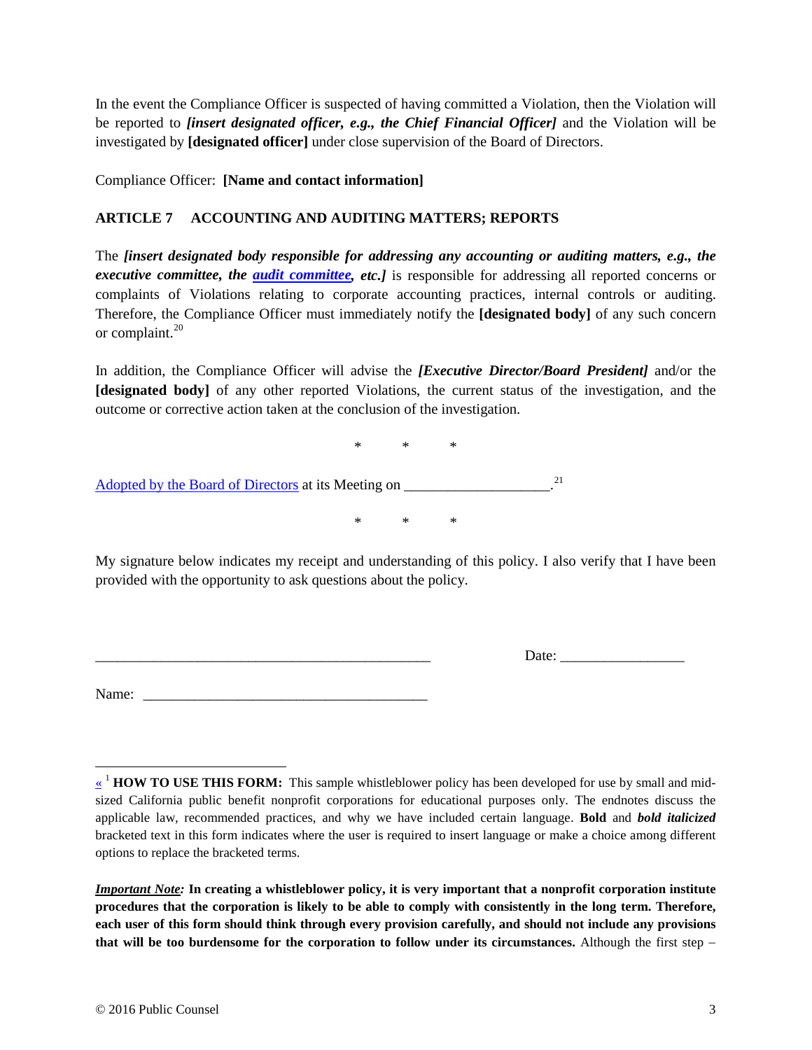In the event the Compliance Officer is suspected of having committed a Violation, then the Violation will be reported to ***[insert designated officer, e.g., the Chief Financial Officer]*** and the Violation will be investigated by **[designated officer]** under close supervision of the Board of Directors.

Compliance Officer: **[Name and contact information]**

## ARTICLE 7 ACCOUNTING AND AUDITING MATTERS; REPORTS

The ***[insert designated body responsible for addressing any accounting or auditing matters, e.g., the executive committee, the audit committee, etc.]*** is responsible for addressing all reported concerns or complaints of Violations relating to corporate accounting practices, internal controls or auditing. Therefore, the Compliance Officer must immediately notify the **[designated body]** of any such concern or complaint.[20]

In addition, the Compliance Officer will advise the ***[Executive Director/Board President]*** and/or the **[designated body]** of any other reported Violations, the current status of the investigation, and the outcome or corrective action taken at the conclusion of the investigation.

\* \* \*

Adopted by the Board of Directors at its Meeting on ____________________.[21]

\* \* \*

My signature below indicates my receipt and understanding of this policy. I also verify that I have been provided with the opportunity to ask questions about the policy.

_______________________________________________ Date: _________________

Name: ________________________________________

---

« [1] **HOW TO USE THIS FORM:** This sample whistleblower policy has been developed for use by small and mid-sized California public benefit nonprofit corporations for educational purposes only. The endnotes discuss the applicable law, recommended practices, and why we have included certain language. **Bold** and ***bold italicized*** bracketed text in this form indicates where the user is required to insert language or make a choice among different options to replace the bracketed terms.

***Important Note:*** **In creating a whistleblower policy, it is very important that a nonprofit corporation institute procedures that the corporation is likely to be able to comply with consistently in the long term. Therefore, each user of this form should think through every provision carefully, and should not include any provisions that will be too burdensome for the corporation to follow under its circumstances.** Although the first step –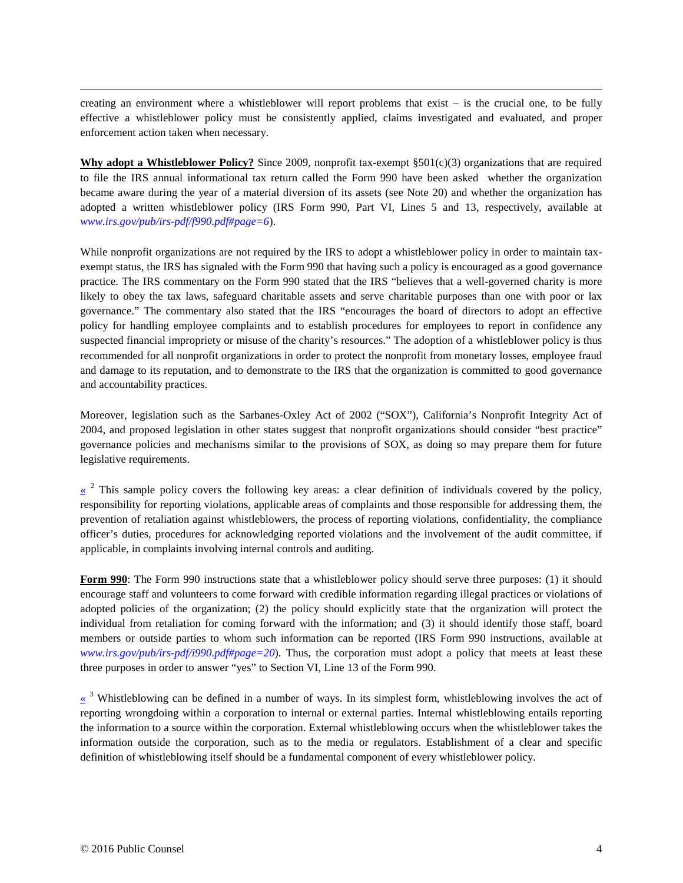creating an environment where a whistleblower will report problems that exist – is the crucial one, to be fully effective a whistleblower policy must be consistently applied, claims investigated and evaluated, and proper enforcement action taken when necessary.

**Why adopt a Whistleblower Policy?** Since 2009, nonprofit tax-exempt §501(c)(3) organizations that are required to file the IRS annual informational tax return called the Form 990 have been asked whether the organization became aware during the year of a material diversion of its assets (see Note 20) and whether the organization has adopted a written whistleblower policy (IRS Form 990, Part VI, Lines 5 and 13, respectively, available at *www.irs.gov/pub/irs-pdf/f990.pdf#page=6*).

While nonprofit organizations are not required by the IRS to adopt a whistleblower policy in order to maintain tax-exempt status, the IRS has signaled with the Form 990 that having such a policy is encouraged as a good governance practice. The IRS commentary on the Form 990 stated that the IRS "believes that a well-governed charity is more likely to obey the tax laws, safeguard charitable assets and serve charitable purposes than one with poor or lax governance." The commentary also stated that the IRS "encourages the board of directors to adopt an effective policy for handling employee complaints and to establish procedures for employees to report in confidence any suspected financial impropriety or misuse of the charity's resources." The adoption of a whistleblower policy is thus recommended for all nonprofit organizations in order to protect the nonprofit from monetary losses, employee fraud and damage to its reputation, and to demonstrate to the IRS that the organization is committed to good governance and accountability practices.

Moreover, legislation such as the Sarbanes-Oxley Act of 2002 ("SOX"), California's Nonprofit Integrity Act of 2004, and proposed legislation in other states suggest that nonprofit organizations should consider "best practice" governance policies and mechanisms similar to the provisions of SOX, as doing so may prepare them for future legislative requirements.

« [2] This sample policy covers the following key areas: a clear definition of individuals covered by the policy, responsibility for reporting violations, applicable areas of complaints and those responsible for addressing them, the prevention of retaliation against whistleblowers, the process of reporting violations, confidentiality, the compliance officer's duties, procedures for acknowledging reported violations and the involvement of the audit committee, if applicable, in complaints involving internal controls and auditing.

**Form 990**: The Form 990 instructions state that a whistleblower policy should serve three purposes: (1) it should encourage staff and volunteers to come forward with credible information regarding illegal practices or violations of adopted policies of the organization; (2) the policy should explicitly state that the organization will protect the individual from retaliation for coming forward with the information; and (3) it should identify those staff, board members or outside parties to whom such information can be reported (IRS Form 990 instructions, available at *www.irs.gov/pub/irs-pdf/i990.pdf#page=20*). Thus, the corporation must adopt a policy that meets at least these three purposes in order to answer "yes" to Section VI, Line 13 of the Form 990.

« [3] Whistleblowing can be defined in a number of ways. In its simplest form, whistleblowing involves the act of reporting wrongdoing within a corporation to internal or external parties. Internal whistleblowing entails reporting the information to a source within the corporation. External whistleblowing occurs when the whistleblower takes the information outside the corporation, such as to the media or regulators. Establishment of a clear and specific definition of whistleblowing itself should be a fundamental component of every whistleblower policy.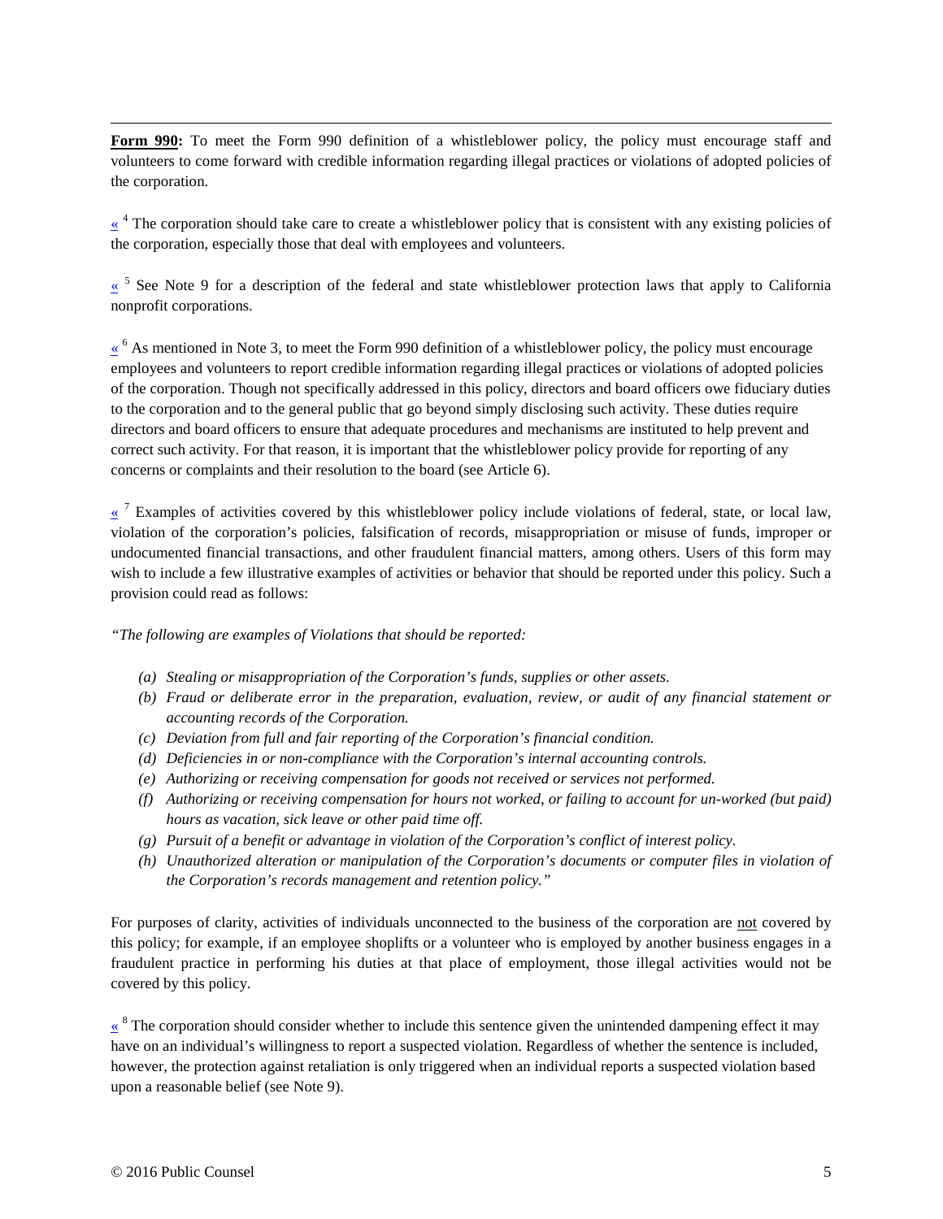**Form 990:** To meet the Form 990 definition of a whistleblower policy, the policy must encourage staff and volunteers to come forward with credible information regarding illegal practices or violations of adopted policies of the corporation.

« [4] The corporation should take care to create a whistleblower policy that is consistent with any existing policies of the corporation, especially those that deal with employees and volunteers.

« [5] See Note 9 for a description of the federal and state whistleblower protection laws that apply to California nonprofit corporations.

« [6] As mentioned in Note 3, to meet the Form 990 definition of a whistleblower policy, the policy must encourage employees and volunteers to report credible information regarding illegal practices or violations of adopted policies of the corporation. Though not specifically addressed in this policy, directors and board officers owe fiduciary duties to the corporation and to the general public that go beyond simply disclosing such activity. These duties require directors and board officers to ensure that adequate procedures and mechanisms are instituted to help prevent and correct such activity. For that reason, it is important that the whistleblower policy provide for reporting of any concerns or complaints and their resolution to the board (see Article 6).

« [7] Examples of activities covered by this whistleblower policy include violations of federal, state, or local law, violation of the corporation's policies, falsification of records, misappropriation or misuse of funds, improper or undocumented financial transactions, and other fraudulent financial matters, among others. Users of this form may wish to include a few illustrative examples of activities or behavior that should be reported under this policy. Such a provision could read as follows:

*"The following are examples of Violations that should be reported:*

- *(a) Stealing or misappropriation of the Corporation's funds, supplies or other assets.*
- *(b) Fraud or deliberate error in the preparation, evaluation, review, or audit of any financial statement or accounting records of the Corporation.*
- *(c) Deviation from full and fair reporting of the Corporation's financial condition.*
- *(d) Deficiencies in or non-compliance with the Corporation's internal accounting controls.*
- *(e) Authorizing or receiving compensation for goods not received or services not performed.*
- *(f) Authorizing or receiving compensation for hours not worked, or failing to account for un-worked (but paid) hours as vacation, sick leave or other paid time off.*
- *(g) Pursuit of a benefit or advantage in violation of the Corporation's conflict of interest policy.*
- *(h) Unauthorized alteration or manipulation of the Corporation's documents or computer files in violation of the Corporation's records management and retention policy."*

For purposes of clarity, activities of individuals unconnected to the business of the corporation are not covered by this policy; for example, if an employee shoplifts or a volunteer who is employed by another business engages in a fraudulent practice in performing his duties at that place of employment, those illegal activities would not be covered by this policy.

« [8] The corporation should consider whether to include this sentence given the unintended dampening effect it may have on an individual's willingness to report a suspected violation. Regardless of whether the sentence is included, however, the protection against retaliation is only triggered when an individual reports a suspected violation based upon a reasonable belief (see Note 9).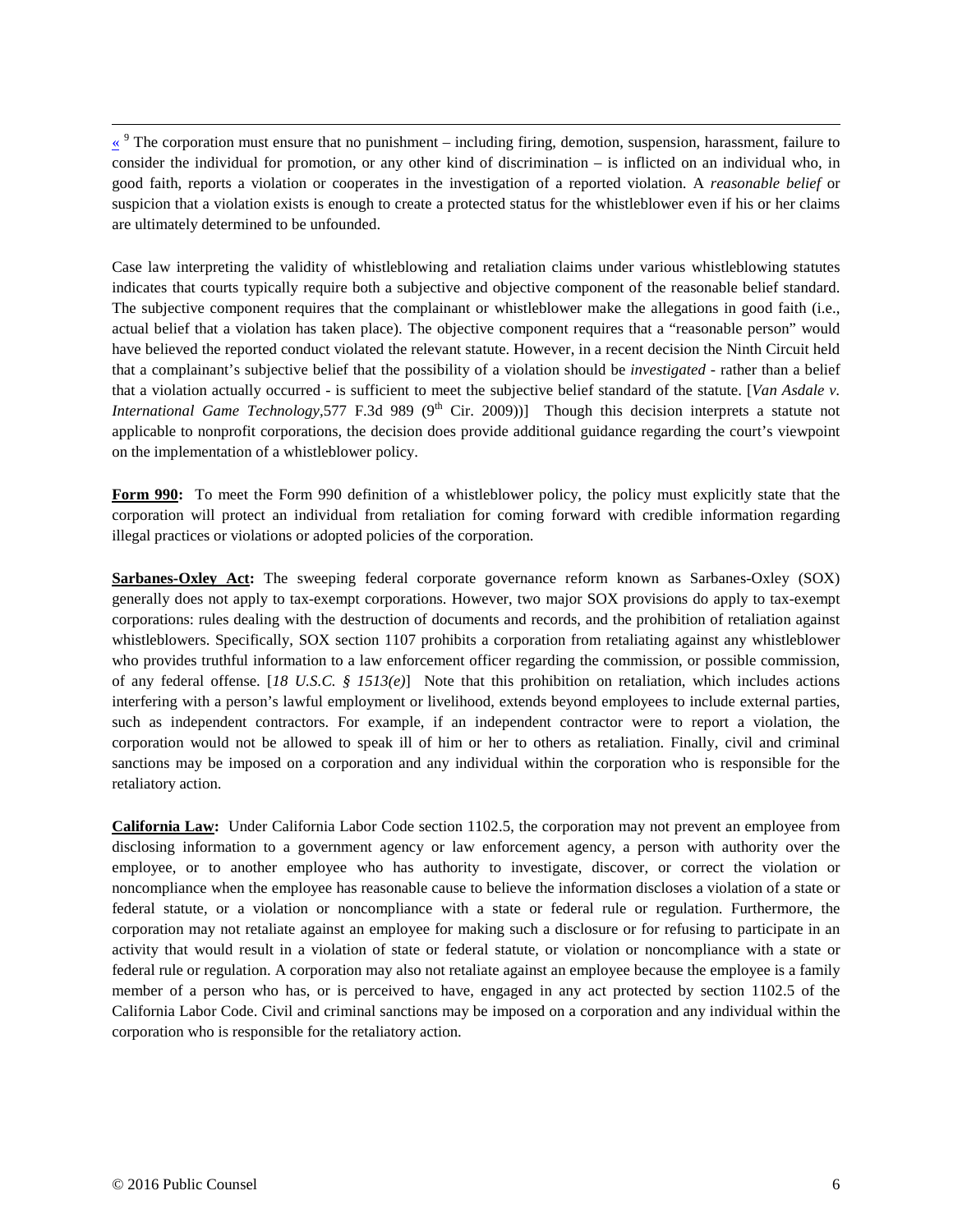« [9] The corporation must ensure that no punishment – including firing, demotion, suspension, harassment, failure to consider the individual for promotion, or any other kind of discrimination – is inflicted on an individual who, in good faith, reports a violation or cooperates in the investigation of a reported violation. A *reasonable belief* or suspicion that a violation exists is enough to create a protected status for the whistleblower even if his or her claims are ultimately determined to be unfounded.

Case law interpreting the validity of whistleblowing and retaliation claims under various whistleblowing statutes indicates that courts typically require both a subjective and objective component of the reasonable belief standard. The subjective component requires that the complainant or whistleblower make the allegations in good faith (i.e., actual belief that a violation has taken place). The objective component requires that a "reasonable person" would have believed the reported conduct violated the relevant statute. However, in a recent decision the Ninth Circuit held that a complainant's subjective belief that the possibility of a violation should be *investigated* - rather than a belief that a violation actually occurred - is sufficient to meet the subjective belief standard of the statute. [*Van Asdale v. International Game Technology*,577 F.3d 989 (9th Cir. 2009))] Though this decision interprets a statute not applicable to nonprofit corporations, the decision does provide additional guidance regarding the court's viewpoint on the implementation of a whistleblower policy.

**Form 990:** To meet the Form 990 definition of a whistleblower policy, the policy must explicitly state that the corporation will protect an individual from retaliation for coming forward with credible information regarding illegal practices or violations or adopted policies of the corporation.

**Sarbanes-Oxley Act:** The sweeping federal corporate governance reform known as Sarbanes-Oxley (SOX) generally does not apply to tax-exempt corporations. However, two major SOX provisions do apply to tax-exempt corporations: rules dealing with the destruction of documents and records, and the prohibition of retaliation against whistleblowers. Specifically, SOX section 1107 prohibits a corporation from retaliating against any whistleblower who provides truthful information to a law enforcement officer regarding the commission, or possible commission, of any federal offense. [*18 U.S.C. § 1513(e)*] Note that this prohibition on retaliation, which includes actions interfering with a person's lawful employment or livelihood, extends beyond employees to include external parties, such as independent contractors. For example, if an independent contractor were to report a violation, the corporation would not be allowed to speak ill of him or her to others as retaliation. Finally, civil and criminal sanctions may be imposed on a corporation and any individual within the corporation who is responsible for the retaliatory action.

**California Law:** Under California Labor Code section 1102.5, the corporation may not prevent an employee from disclosing information to a government agency or law enforcement agency, a person with authority over the employee, or to another employee who has authority to investigate, discover, or correct the violation or noncompliance when the employee has reasonable cause to believe the information discloses a violation of a state or federal statute, or a violation or noncompliance with a state or federal rule or regulation. Furthermore, the corporation may not retaliate against an employee for making such a disclosure or for refusing to participate in an activity that would result in a violation of state or federal statute, or violation or noncompliance with a state or federal rule or regulation. A corporation may also not retaliate against an employee because the employee is a family member of a person who has, or is perceived to have, engaged in any act protected by section 1102.5 of the California Labor Code. Civil and criminal sanctions may be imposed on a corporation and any individual within the corporation who is responsible for the retaliatory action.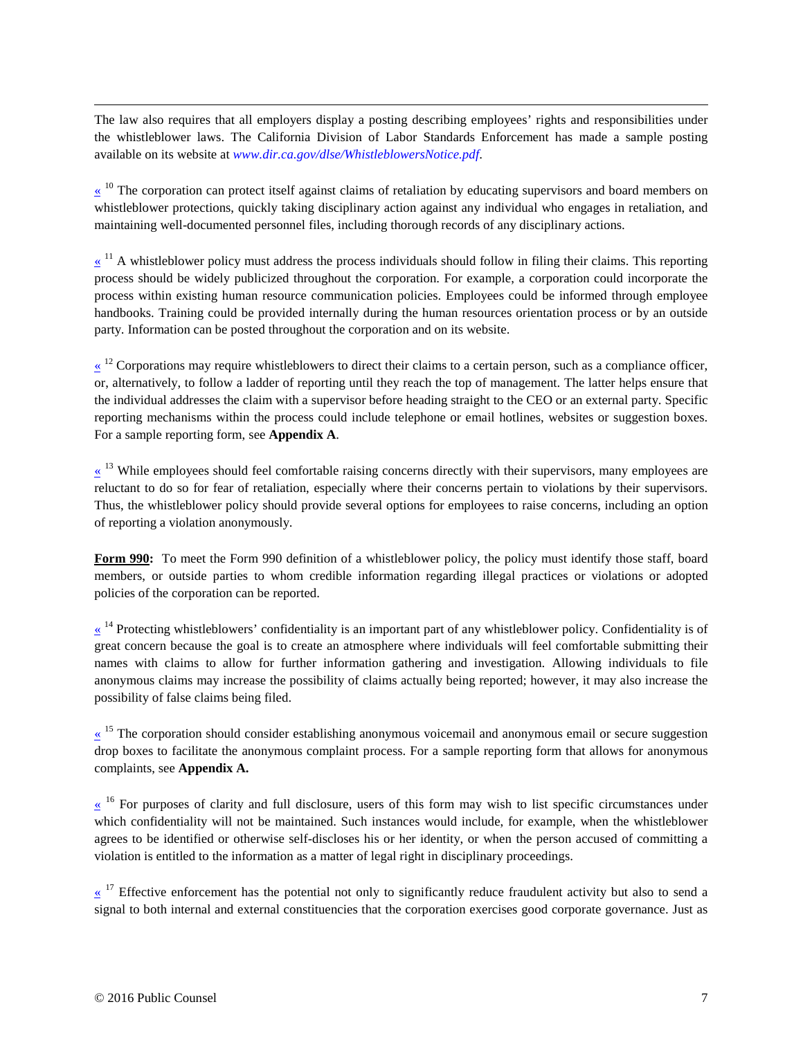The law also requires that all employers display a posting describing employees' rights and responsibilities under the whistleblower laws. The California Division of Labor Standards Enforcement has made a sample posting available on its website at *www.dir.ca.gov/dlse/WhistleblowersNotice.pdf*.

« [10] The corporation can protect itself against claims of retaliation by educating supervisors and board members on whistleblower protections, quickly taking disciplinary action against any individual who engages in retaliation, and maintaining well-documented personnel files, including thorough records of any disciplinary actions.

« [11] A whistleblower policy must address the process individuals should follow in filing their claims. This reporting process should be widely publicized throughout the corporation. For example, a corporation could incorporate the process within existing human resource communication policies. Employees could be informed through employee handbooks. Training could be provided internally during the human resources orientation process or by an outside party. Information can be posted throughout the corporation and on its website.

« [12] Corporations may require whistleblowers to direct their claims to a certain person, such as a compliance officer, or, alternatively, to follow a ladder of reporting until they reach the top of management. The latter helps ensure that the individual addresses the claim with a supervisor before heading straight to the CEO or an external party. Specific reporting mechanisms within the process could include telephone or email hotlines, websites or suggestion boxes. For a sample reporting form, see **Appendix A**.

« [13] While employees should feel comfortable raising concerns directly with their supervisors, many employees are reluctant to do so for fear of retaliation, especially where their concerns pertain to violations by their supervisors. Thus, the whistleblower policy should provide several options for employees to raise concerns, including an option of reporting a violation anonymously.

**Form 990:** To meet the Form 990 definition of a whistleblower policy, the policy must identify those staff, board members, or outside parties to whom credible information regarding illegal practices or violations or adopted policies of the corporation can be reported.

« [14] Protecting whistleblowers' confidentiality is an important part of any whistleblower policy. Confidentiality is of great concern because the goal is to create an atmosphere where individuals will feel comfortable submitting their names with claims to allow for further information gathering and investigation. Allowing individuals to file anonymous claims may increase the possibility of claims actually being reported; however, it may also increase the possibility of false claims being filed.

« [15] The corporation should consider establishing anonymous voicemail and anonymous email or secure suggestion drop boxes to facilitate the anonymous complaint process. For a sample reporting form that allows for anonymous complaints, see **Appendix A.**

« [16] For purposes of clarity and full disclosure, users of this form may wish to list specific circumstances under which confidentiality will not be maintained. Such instances would include, for example, when the whistleblower agrees to be identified or otherwise self-discloses his or her identity, or when the person accused of committing a violation is entitled to the information as a matter of legal right in disciplinary proceedings.

« [17] Effective enforcement has the potential not only to significantly reduce fraudulent activity but also to send a signal to both internal and external constituencies that the corporation exercises good corporate governance. Just as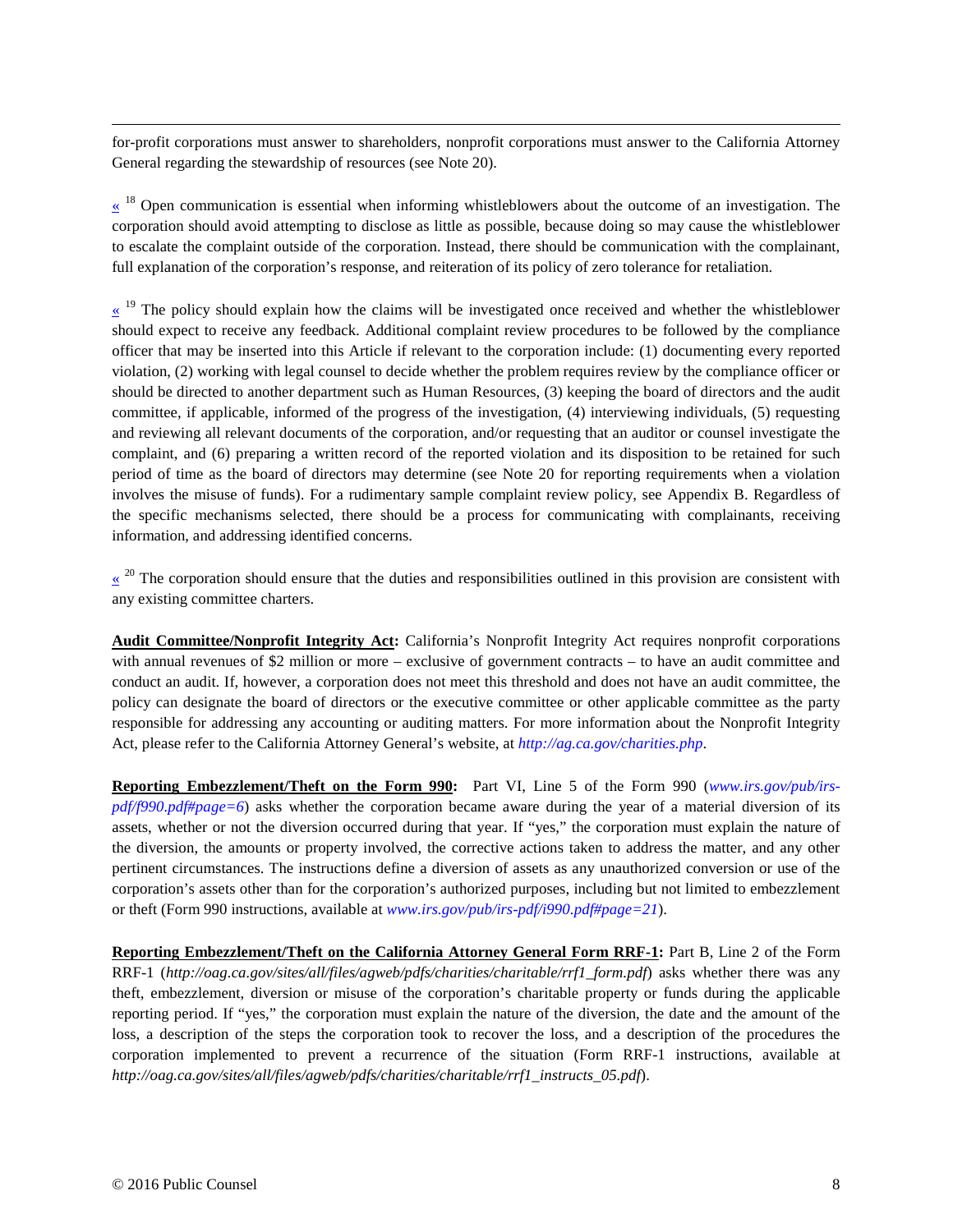for-profit corporations must answer to shareholders, nonprofit corporations must answer to the California Attorney General regarding the stewardship of resources (see Note 20).

« [18] Open communication is essential when informing whistleblowers about the outcome of an investigation. The corporation should avoid attempting to disclose as little as possible, because doing so may cause the whistleblower to escalate the complaint outside of the corporation. Instead, there should be communication with the complainant, full explanation of the corporation's response, and reiteration of its policy of zero tolerance for retaliation.

« [19] The policy should explain how the claims will be investigated once received and whether the whistleblower should expect to receive any feedback. Additional complaint review procedures to be followed by the compliance officer that may be inserted into this Article if relevant to the corporation include: (1) documenting every reported violation, (2) working with legal counsel to decide whether the problem requires review by the compliance officer or should be directed to another department such as Human Resources, (3) keeping the board of directors and the audit committee, if applicable, informed of the progress of the investigation, (4) interviewing individuals, (5) requesting and reviewing all relevant documents of the corporation, and/or requesting that an auditor or counsel investigate the complaint, and (6) preparing a written record of the reported violation and its disposition to be retained for such period of time as the board of directors may determine (see Note 20 for reporting requirements when a violation involves the misuse of funds). For a rudimentary sample complaint review policy, see Appendix B. Regardless of the specific mechanisms selected, there should be a process for communicating with complainants, receiving information, and addressing identified concerns.

« [20] The corporation should ensure that the duties and responsibilities outlined in this provision are consistent with any existing committee charters.

**Audit Committee/Nonprofit Integrity Act:** California's Nonprofit Integrity Act requires nonprofit corporations with annual revenues of $2 million or more – exclusive of government contracts – to have an audit committee and conduct an audit. If, however, a corporation does not meet this threshold and does not have an audit committee, the policy can designate the board of directors or the executive committee or other applicable committee as the party responsible for addressing any accounting or auditing matters. For more information about the Nonprofit Integrity Act, please refer to the California Attorney General's website, at *http://ag.ca.gov/charities.php*.

**Reporting Embezzlement/Theft on the Form 990:** Part VI, Line 5 of the Form 990 (*www.irs.gov/pub/irs-pdf/f990.pdf#page=6*) asks whether the corporation became aware during the year of a material diversion of its assets, whether or not the diversion occurred during that year. If "yes," the corporation must explain the nature of the diversion, the amounts or property involved, the corrective actions taken to address the matter, and any other pertinent circumstances. The instructions define a diversion of assets as any unauthorized conversion or use of the corporation's assets other than for the corporation's authorized purposes, including but not limited to embezzlement or theft (Form 990 instructions, available at *www.irs.gov/pub/irs-pdf/i990.pdf#page=21*).

**Reporting Embezzlement/Theft on the California Attorney General Form RRF-1:** Part B, Line 2 of the Form RRF-1 (*http://oag.ca.gov/sites/all/files/agweb/pdfs/charities/charitable/rrf1_form.pdf*) asks whether there was any theft, embezzlement, diversion or misuse of the corporation's charitable property or funds during the applicable reporting period. If "yes," the corporation must explain the nature of the diversion, the date and the amount of the loss, a description of the steps the corporation took to recover the loss, and a description of the procedures the corporation implemented to prevent a recurrence of the situation (Form RRF-1 instructions, available at *http://oag.ca.gov/sites/all/files/agweb/pdfs/charities/charitable/rrf1_instructs_05.pdf*).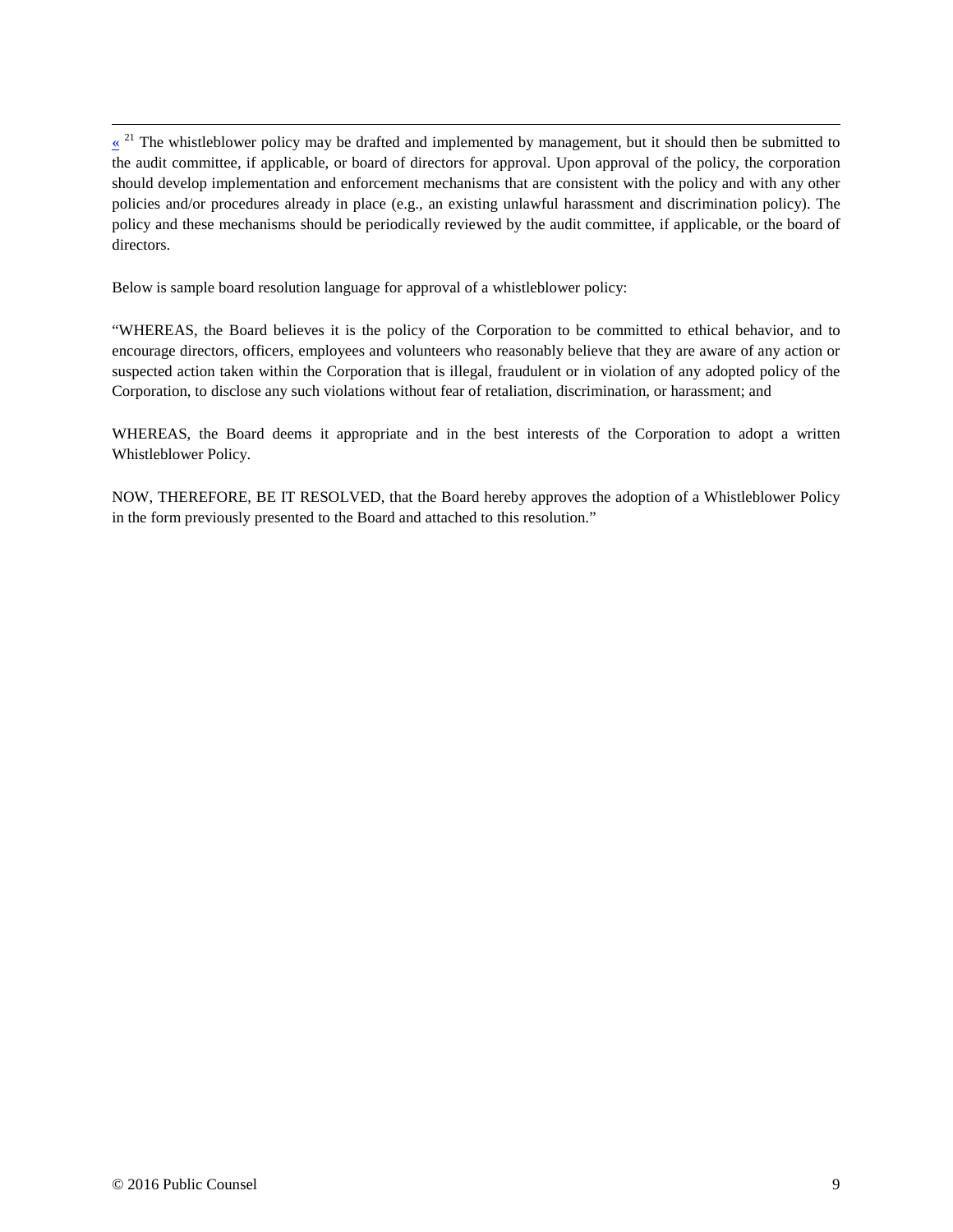« [21] The whistleblower policy may be drafted and implemented by management, but it should then be submitted to the audit committee, if applicable, or board of directors for approval. Upon approval of the policy, the corporation should develop implementation and enforcement mechanisms that are consistent with the policy and with any other policies and/or procedures already in place (e.g., an existing unlawful harassment and discrimination policy). The policy and these mechanisms should be periodically reviewed by the audit committee, if applicable, or the board of directors.

Below is sample board resolution language for approval of a whistleblower policy:

"WHEREAS, the Board believes it is the policy of the Corporation to be committed to ethical behavior, and to encourage directors, officers, employees and volunteers who reasonably believe that they are aware of any action or suspected action taken within the Corporation that is illegal, fraudulent or in violation of any adopted policy of the Corporation, to disclose any such violations without fear of retaliation, discrimination, or harassment; and

WHEREAS, the Board deems it appropriate and in the best interests of the Corporation to adopt a written Whistleblower Policy.

NOW, THEREFORE, BE IT RESOLVED, that the Board hereby approves the adoption of a Whistleblower Policy in the form previously presented to the Board and attached to this resolution."

© 2016 Public Counsel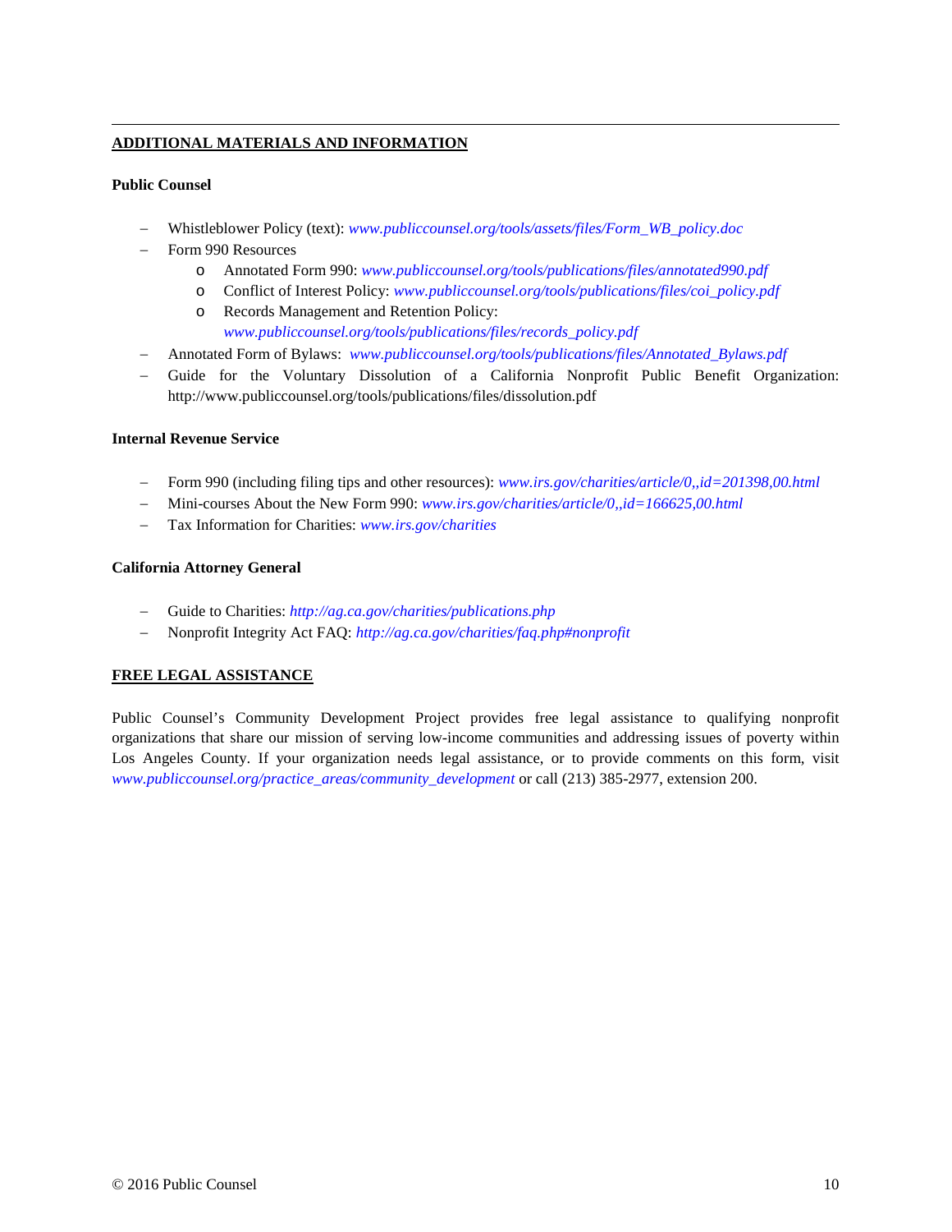## ADDITIONAL MATERIALS AND INFORMATION

**Public Counsel**

- Whistleblower Policy (text): *www.publiccounsel.org/tools/assets/files/Form_WB_policy.doc*
- Form 990 Resources
  - Annotated Form 990: *www.publiccounsel.org/tools/publications/files/annotated990.pdf*
  - Conflict of Interest Policy: *www.publiccounsel.org/tools/publications/files/coi_policy.pdf*
  - Records Management and Retention Policy: *www.publiccounsel.org/tools/publications/files/records_policy.pdf*
- Annotated Form of Bylaws: *www.publiccounsel.org/tools/publications/files/Annotated_Bylaws.pdf*
- Guide for the Voluntary Dissolution of a California Nonprofit Public Benefit Organization: http://www.publiccounsel.org/tools/publications/files/dissolution.pdf

**Internal Revenue Service**

- Form 990 (including filing tips and other resources): *www.irs.gov/charities/article/0,,id=201398,00.html*
- Mini-courses About the New Form 990: *www.irs.gov/charities/article/0,,id=166625,00.html*
- Tax Information for Charities: *www.irs.gov/charities*

**California Attorney General**

- Guide to Charities: *http://ag.ca.gov/charities/publications.php*
- Nonprofit Integrity Act FAQ: *http://ag.ca.gov/charities/faq.php#nonprofit*

## FREE LEGAL ASSISTANCE

Public Counsel's Community Development Project provides free legal assistance to qualifying nonprofit organizations that share our mission of serving low-income communities and addressing issues of poverty within Los Angeles County. If your organization needs legal assistance, or to provide comments on this form, visit *www.publiccounsel.org/practice_areas/community_development* or call (213) 385-2977, extension 200.

© 2016 Public Counsel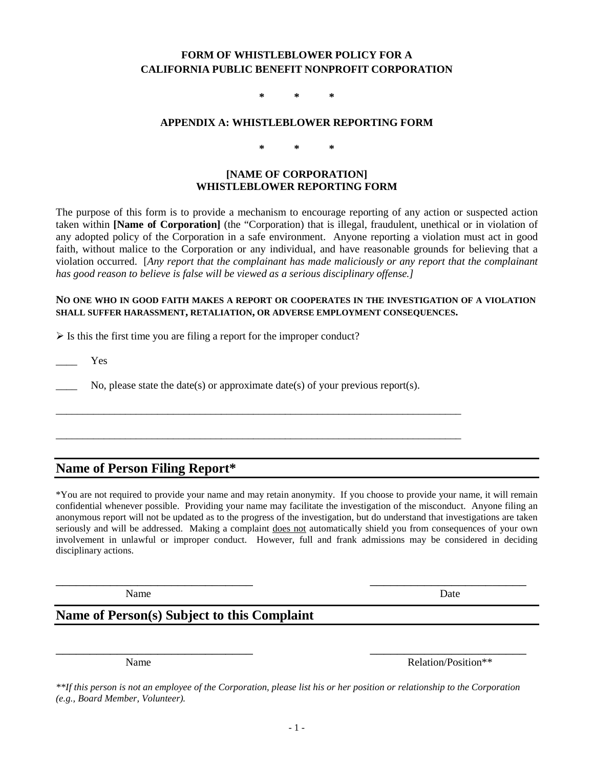**FORM OF WHISTLEBLOWER POLICY FOR A CALIFORNIA PUBLIC BENEFIT NONPROFIT CORPORATION**

\*  \*  \*

**APPENDIX A: WHISTLEBLOWER REPORTING FORM**

\*  \*  \*

**[NAME OF CORPORATION]**
**WHISTLEBLOWER REPORTING FORM**

The purpose of this form is to provide a mechanism to encourage reporting of any action or suspected action taken within **[Name of Corporation]** (the "Corporation) that is illegal, fraudulent, unethical or in violation of any adopted policy of the Corporation in a safe environment. Anyone reporting a violation must act in good faith, without malice to the Corporation or any individual, and have reasonable grounds for believing that a violation occurred. [*Any report that the complainant has made maliciously or any report that the complainant has good reason to believe is false will be viewed as a serious disciplinary offense.]*

**NO ONE WHO IN GOOD FAITH MAKES A REPORT OR COOPERATES IN THE INVESTIGATION OF A VIOLATION SHALL SUFFER HARASSMENT, RETALIATION, OR ADVERSE EMPLOYMENT CONSEQUENCES.**

➢ Is this the first time you are filing a report for the improper conduct?

\_\_\_\_ Yes

\_\_\_\_ No, please state the date(s) or approximate date(s) of your previous report(s).

\_\_\_\_\_\_\_\_\_\_\_\_\_\_\_\_\_\_\_\_\_\_\_\_\_\_\_\_\_\_\_\_\_\_\_\_\_\_\_\_\_\_\_\_\_\_\_\_\_\_\_\_\_\_\_\_\_\_\_\_\_\_\_\_\_\_\_\_\_\_\_\_\_\_\_\_

\_\_\_\_\_\_\_\_\_\_\_\_\_\_\_\_\_\_\_\_\_\_\_\_\_\_\_\_\_\_\_\_\_\_\_\_\_\_\_\_\_\_\_\_\_\_\_\_\_\_\_\_\_\_\_\_\_\_\_\_\_\_\_\_\_\_\_\_\_\_\_\_\_\_\_\_

## Name of Person Filing Report*

\*You are not required to provide your name and may retain anonymity. If you choose to provide your name, it will remain confidential whenever possible. Providing your name may facilitate the investigation of the misconduct. Anyone filing an anonymous report will not be updated as to the progress of the investigation, but do understand that investigations are taken seriously and will be addressed. Making a complaint <u>does not</u> automatically shield you from consequences of your own involvement in unlawful or improper conduct. However, full and frank admissions may be considered in deciding disciplinary actions.

\_\_\_\_\_\_\_\_\_\_\_\_\_\_\_\_\_\_\_\_\_\_\_\_\_\_\_\_\_\_\_\_\_\_\_ \_\_\_\_\_\_\_\_\_\_\_\_\_\_\_\_\_\_\_\_\_\_\_\_\_\_\_\_
Name Date

## Name of Person(s) Subject to this Complaint

\_\_\_\_\_\_\_\_\_\_\_\_\_\_\_\_\_\_\_\_\_\_\_\_\_\_\_\_\_\_\_\_\_\_\_ \_\_\_\_\_\_\_\_\_\_\_\_\_\_\_\_\_\_\_\_\_\_\_\_\_\_\_\_
Name Relation/Position\*\*

*\*\*If this person is not an employee of the Corporation, please list his or her position or relationship to the Corporation (e.g., Board Member, Volunteer).*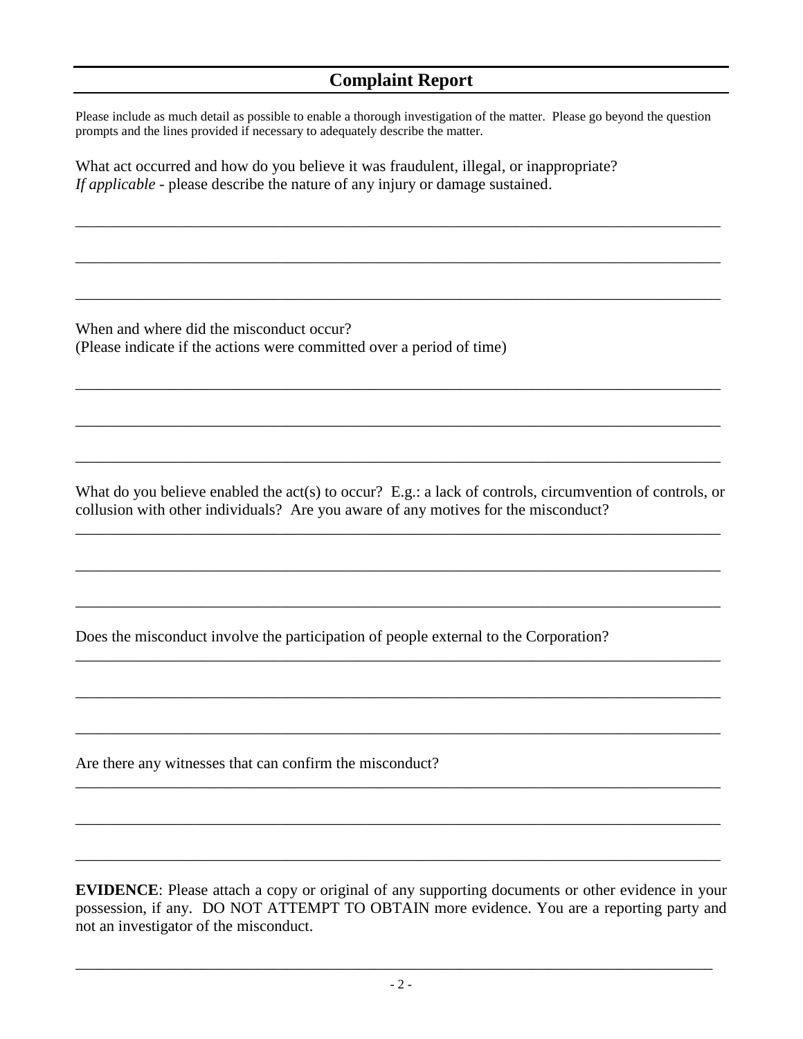## Complaint Report

Please include as much detail as possible to enable a thorough investigation of the matter. Please go beyond the question prompts and the lines provided if necessary to adequately describe the matter.

What act occurred and how do you believe it was fraudulent, illegal, or inappropriate?
*If applicable* - please describe the nature of any injury or damage sustained.

\_\_\_\_\_\_\_\_\_\_\_\_\_\_\_\_\_\_\_\_\_\_\_\_\_\_\_\_\_\_\_\_\_\_\_\_\_\_\_\_\_\_\_\_\_\_\_\_\_\_\_\_\_\_\_\_\_\_\_\_\_\_\_\_\_\_\_\_\_\_\_\_\_\_\_\_

\_\_\_\_\_\_\_\_\_\_\_\_\_\_\_\_\_\_\_\_\_\_\_\_\_\_\_\_\_\_\_\_\_\_\_\_\_\_\_\_\_\_\_\_\_\_\_\_\_\_\_\_\_\_\_\_\_\_\_\_\_\_\_\_\_\_\_\_\_\_\_\_\_\_\_\_

\_\_\_\_\_\_\_\_\_\_\_\_\_\_\_\_\_\_\_\_\_\_\_\_\_\_\_\_\_\_\_\_\_\_\_\_\_\_\_\_\_\_\_\_\_\_\_\_\_\_\_\_\_\_\_\_\_\_\_\_\_\_\_\_\_\_\_\_\_\_\_\_\_\_\_\_

When and where did the misconduct occur?
(Please indicate if the actions were committed over a period of time)

\_\_\_\_\_\_\_\_\_\_\_\_\_\_\_\_\_\_\_\_\_\_\_\_\_\_\_\_\_\_\_\_\_\_\_\_\_\_\_\_\_\_\_\_\_\_\_\_\_\_\_\_\_\_\_\_\_\_\_\_\_\_\_\_\_\_\_\_\_\_\_\_\_\_\_\_

\_\_\_\_\_\_\_\_\_\_\_\_\_\_\_\_\_\_\_\_\_\_\_\_\_\_\_\_\_\_\_\_\_\_\_\_\_\_\_\_\_\_\_\_\_\_\_\_\_\_\_\_\_\_\_\_\_\_\_\_\_\_\_\_\_\_\_\_\_\_\_\_\_\_\_\_

\_\_\_\_\_\_\_\_\_\_\_\_\_\_\_\_\_\_\_\_\_\_\_\_\_\_\_\_\_\_\_\_\_\_\_\_\_\_\_\_\_\_\_\_\_\_\_\_\_\_\_\_\_\_\_\_\_\_\_\_\_\_\_\_\_\_\_\_\_\_\_\_\_\_\_\_

What do you believe enabled the act(s) to occur? E.g.: a lack of controls, circumvention of controls, or collusion with other individuals? Are you aware of any motives for the misconduct?

\_\_\_\_\_\_\_\_\_\_\_\_\_\_\_\_\_\_\_\_\_\_\_\_\_\_\_\_\_\_\_\_\_\_\_\_\_\_\_\_\_\_\_\_\_\_\_\_\_\_\_\_\_\_\_\_\_\_\_\_\_\_\_\_\_\_\_\_\_\_\_\_\_\_\_\_

\_\_\_\_\_\_\_\_\_\_\_\_\_\_\_\_\_\_\_\_\_\_\_\_\_\_\_\_\_\_\_\_\_\_\_\_\_\_\_\_\_\_\_\_\_\_\_\_\_\_\_\_\_\_\_\_\_\_\_\_\_\_\_\_\_\_\_\_\_\_\_\_\_\_\_\_

\_\_\_\_\_\_\_\_\_\_\_\_\_\_\_\_\_\_\_\_\_\_\_\_\_\_\_\_\_\_\_\_\_\_\_\_\_\_\_\_\_\_\_\_\_\_\_\_\_\_\_\_\_\_\_\_\_\_\_\_\_\_\_\_\_\_\_\_\_\_\_\_\_\_\_\_

Does the misconduct involve the participation of people external to the Corporation?

\_\_\_\_\_\_\_\_\_\_\_\_\_\_\_\_\_\_\_\_\_\_\_\_\_\_\_\_\_\_\_\_\_\_\_\_\_\_\_\_\_\_\_\_\_\_\_\_\_\_\_\_\_\_\_\_\_\_\_\_\_\_\_\_\_\_\_\_\_\_\_\_\_\_\_\_

\_\_\_\_\_\_\_\_\_\_\_\_\_\_\_\_\_\_\_\_\_\_\_\_\_\_\_\_\_\_\_\_\_\_\_\_\_\_\_\_\_\_\_\_\_\_\_\_\_\_\_\_\_\_\_\_\_\_\_\_\_\_\_\_\_\_\_\_\_\_\_\_\_\_\_\_

\_\_\_\_\_\_\_\_\_\_\_\_\_\_\_\_\_\_\_\_\_\_\_\_\_\_\_\_\_\_\_\_\_\_\_\_\_\_\_\_\_\_\_\_\_\_\_\_\_\_\_\_\_\_\_\_\_\_\_\_\_\_\_\_\_\_\_\_\_\_\_\_\_\_\_\_

Are there any witnesses that can confirm the misconduct?

\_\_\_\_\_\_\_\_\_\_\_\_\_\_\_\_\_\_\_\_\_\_\_\_\_\_\_\_\_\_\_\_\_\_\_\_\_\_\_\_\_\_\_\_\_\_\_\_\_\_\_\_\_\_\_\_\_\_\_\_\_\_\_\_\_\_\_\_\_\_\_\_\_\_\_\_

\_\_\_\_\_\_\_\_\_\_\_\_\_\_\_\_\_\_\_\_\_\_\_\_\_\_\_\_\_\_\_\_\_\_\_\_\_\_\_\_\_\_\_\_\_\_\_\_\_\_\_\_\_\_\_\_\_\_\_\_\_\_\_\_\_\_\_\_\_\_\_\_\_\_\_\_

\_\_\_\_\_\_\_\_\_\_\_\_\_\_\_\_\_\_\_\_\_\_\_\_\_\_\_\_\_\_\_\_\_\_\_\_\_\_\_\_\_\_\_\_\_\_\_\_\_\_\_\_\_\_\_\_\_\_\_\_\_\_\_\_\_\_\_\_\_\_\_\_\_\_\_\_

**EVIDENCE**: Please attach a copy or original of any supporting documents or other evidence in your possession, if any. DO NOT ATTEMPT TO OBTAIN more evidence. You are a reporting party and not an investigator of the misconduct.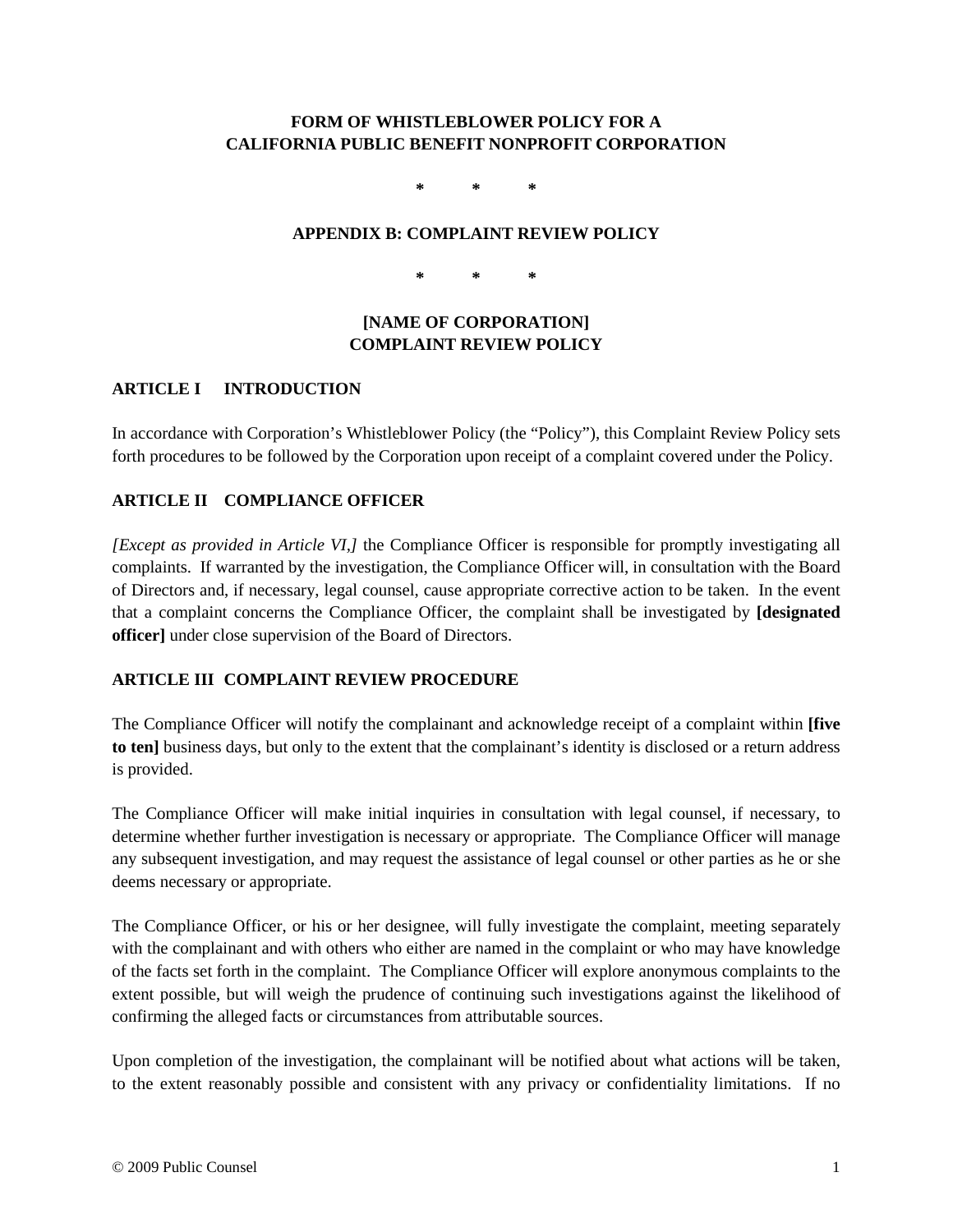**FORM OF WHISTLEBLOWER POLICY FOR A CALIFORNIA PUBLIC BENEFIT NONPROFIT CORPORATION**

\* \* \*

**APPENDIX B: COMPLAINT REVIEW POLICY**

\* \* \*

**[NAME OF CORPORATION]**
**COMPLAINT REVIEW POLICY**

## ARTICLE I INTRODUCTION

In accordance with Corporation's Whistleblower Policy (the "Policy"), this Complaint Review Policy sets forth procedures to be followed by the Corporation upon receipt of a complaint covered under the Policy.

## ARTICLE II COMPLIANCE OFFICER

*[Except as provided in Article VI,]* the Compliance Officer is responsible for promptly investigating all complaints. If warranted by the investigation, the Compliance Officer will, in consultation with the Board of Directors and, if necessary, legal counsel, cause appropriate corrective action to be taken. In the event that a complaint concerns the Compliance Officer, the complaint shall be investigated by **[designated officer]** under close supervision of the Board of Directors.

## ARTICLE III COMPLAINT REVIEW PROCEDURE

The Compliance Officer will notify the complainant and acknowledge receipt of a complaint within **[five to ten]** business days, but only to the extent that the complainant's identity is disclosed or a return address is provided.

The Compliance Officer will make initial inquiries in consultation with legal counsel, if necessary, to determine whether further investigation is necessary or appropriate. The Compliance Officer will manage any subsequent investigation, and may request the assistance of legal counsel or other parties as he or she deems necessary or appropriate.

The Compliance Officer, or his or her designee, will fully investigate the complaint, meeting separately with the complainant and with others who either are named in the complaint or who may have knowledge of the facts set forth in the complaint. The Compliance Officer will explore anonymous complaints to the extent possible, but will weigh the prudence of continuing such investigations against the likelihood of confirming the alleged facts or circumstances from attributable sources.

Upon completion of the investigation, the complainant will be notified about what actions will be taken, to the extent reasonably possible and consistent with any privacy or confidentiality limitations. If no

© 2009 Public Counsel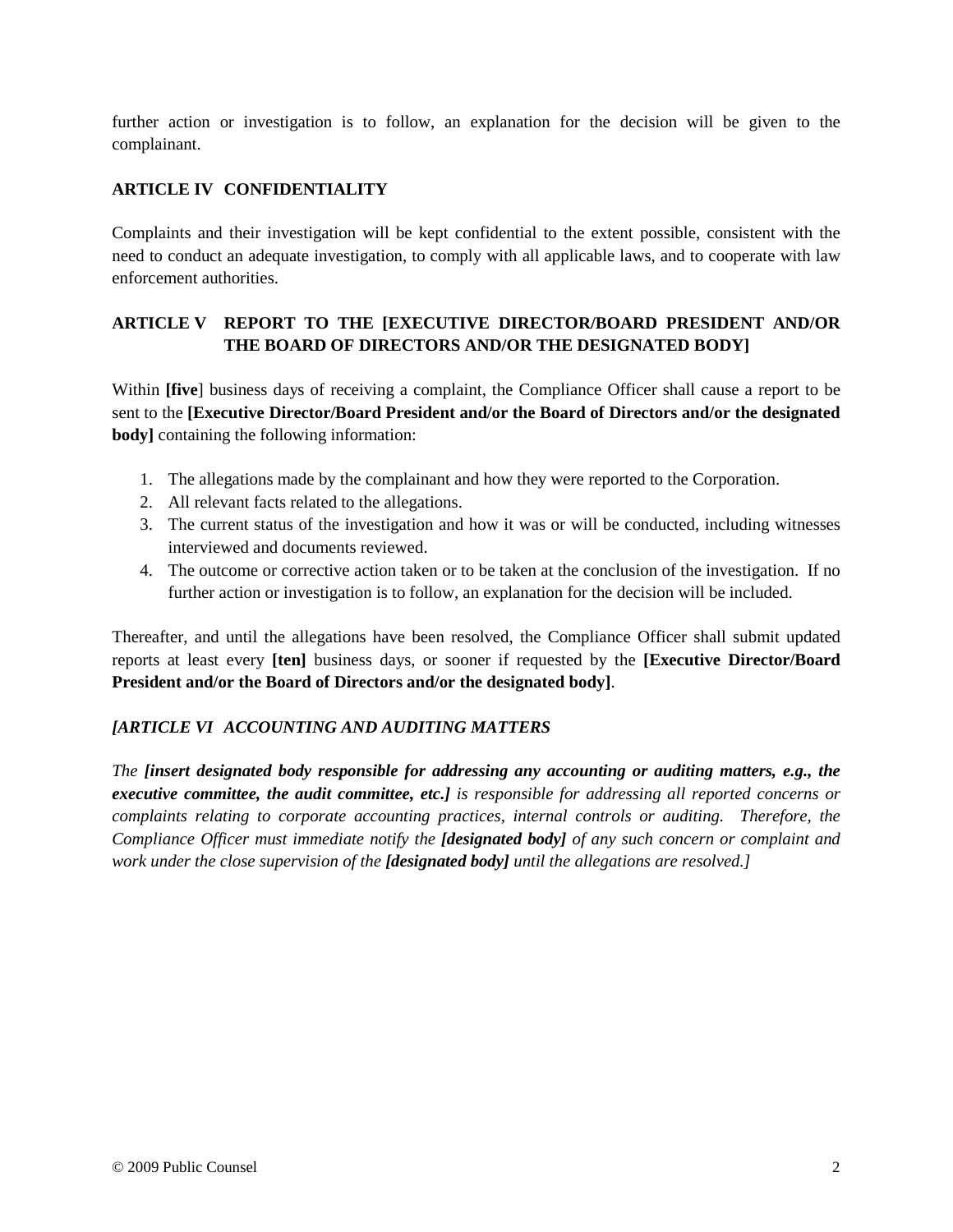further action or investigation is to follow, an explanation for the decision will be given to the complainant.

## ARTICLE IV CONFIDENTIALITY

Complaints and their investigation will be kept confidential to the extent possible, consistent with the need to conduct an adequate investigation, to comply with all applicable laws, and to cooperate with law enforcement authorities.

## ARTICLE V REPORT TO THE [EXECUTIVE DIRECTOR/BOARD PRESIDENT AND/OR THE BOARD OF DIRECTORS AND/OR THE DESIGNATED BODY]

Within **[five**] business days of receiving a complaint, the Compliance Officer shall cause a report to be sent to the **[Executive Director/Board President and/or the Board of Directors and/or the designated body]** containing the following information:

1. The allegations made by the complainant and how they were reported to the Corporation.
2. All relevant facts related to the allegations.
3. The current status of the investigation and how it was or will be conducted, including witnesses interviewed and documents reviewed.
4. The outcome or corrective action taken or to be taken at the conclusion of the investigation. If no further action or investigation is to follow, an explanation for the decision will be included.

Thereafter, and until the allegations have been resolved, the Compliance Officer shall submit updated reports at least every **[ten]** business days, or sooner if requested by the **[Executive Director/Board President and/or the Board of Directors and/or the designated body]**.

## *[ARTICLE VI ACCOUNTING AND AUDITING MATTERS*

*The **[insert designated body responsible for addressing any accounting or auditing matters, e.g., the executive committee, the audit committee, etc.]** is responsible for addressing all reported concerns or complaints relating to corporate accounting practices, internal controls or auditing. Therefore, the Compliance Officer must immediate notify the **[designated body]** of any such concern or complaint and work under the close supervision of the **[designated body]** until the allegations are resolved.]*

© 2009 Public Counsel